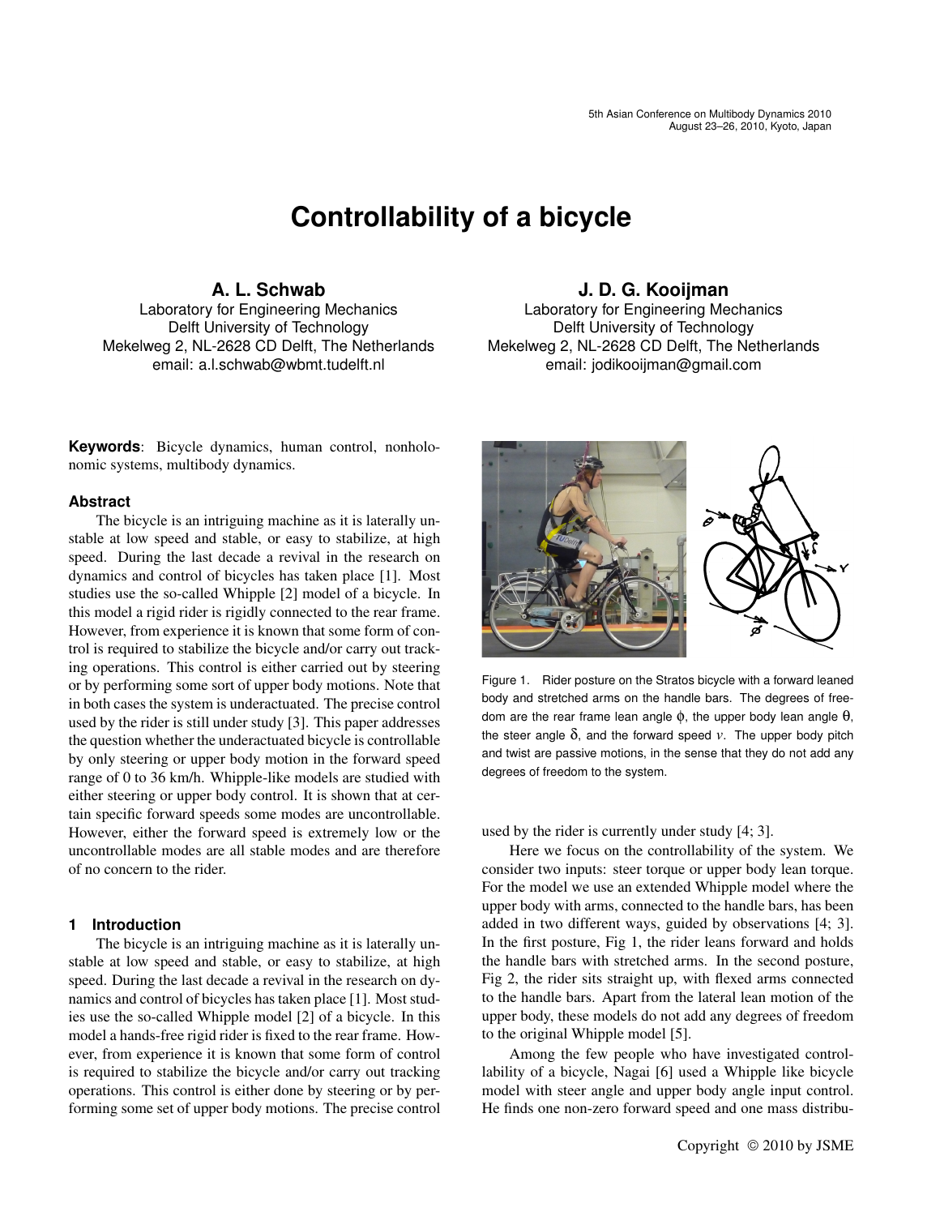# Controllability of a bicycle

**A. L. Schwab**
Laboratory for Engineering Mechanics
Delft University of Technology
Mekelweg 2, NL-2628 CD Delft, The Netherlands
email: a.l.schwab@wbmt.tudelft.nl

**J. D. G. Kooijman**
Laboratory for Engineering Mechanics
Delft University of Technology
Mekelweg 2, NL-2628 CD Delft, The Netherlands
email: jodikooijman@gmail.com

**Keywords**: Bicycle dynamics, human control, nonholonomic systems, multibody dynamics.

### Abstract

The bicycle is an intriguing machine as it is laterally unstable at low speed and stable, or easy to stabilize, at high speed. During the last decade a revival in the research on dynamics and control of bicycles has taken place [1]. Most studies use the so-called Whipple [2] model of a bicycle. In this model a rigid rider is rigidly connected to the rear frame. However, from experience it is known that some form of control is required to stabilize the bicycle and/or carry out tracking operations. This control is either carried out by steering or by performing some sort of upper body motions. Note that in both cases the system is underactuated. The precise control used by the rider is still under study [3]. This paper addresses the question whether the underactuated bicycle is controllable by only steering or upper body motion in the forward speed range of 0 to 36 km/h. Whipple-like models are studied with either steering or upper body control. It is shown that at certain specific forward speeds some modes are uncontrollable. However, either the forward speed is extremely low or the uncontrollable modes are all stable modes and are therefore of no concern to the rider.

## 1 Introduction

The bicycle is an intriguing machine as it is laterally unstable at low speed and stable, or easy to stabilize, at high speed. During the last decade a revival in the research on dynamics and control of bicycles has taken place [1]. Most studies use the so-called Whipple model [2] of a bicycle. In this model a hands-free rigid rider is fixed to the rear frame. However, from experience it is known that some form of control is required to stabilize the bicycle and/or carry out tracking operations. This control is either done by steering or by performing some set of upper body motions. The precise control used by the rider is currently under study [4; 3].

Figure 1. Rider posture on the Stratos bicycle with a forward leaned body and stretched arms on the handle bars. The degrees of freedom are the rear frame lean angle $\phi$, the upper body lean angle $\theta$, the steer angle $\delta$, and the forward speed $v$. The upper body pitch and twist are passive motions, in the sense that they do not add any degrees of freedom to the system.

Here we focus on the controllability of the system. We consider two inputs: steer torque or upper body lean torque. For the model we use an extended Whipple model where the upper body with arms, connected to the handle bars, has been added in two different ways, guided by observations [4; 3]. In the first posture, Fig 1, the rider leans forward and holds the handle bars with stretched arms. In the second posture, Fig 2, the rider sits straight up, with flexed arms connected to the handle bars. Apart from the lateral lean motion of the upper body, these models do not add any degrees of freedom to the original Whipple model [5].

Among the few people who have investigated controllability of a bicycle, Nagai [6] used a Whipple like bicycle model with steer angle and upper body angle input control. He finds one non-zero forward speed and one mass distribu-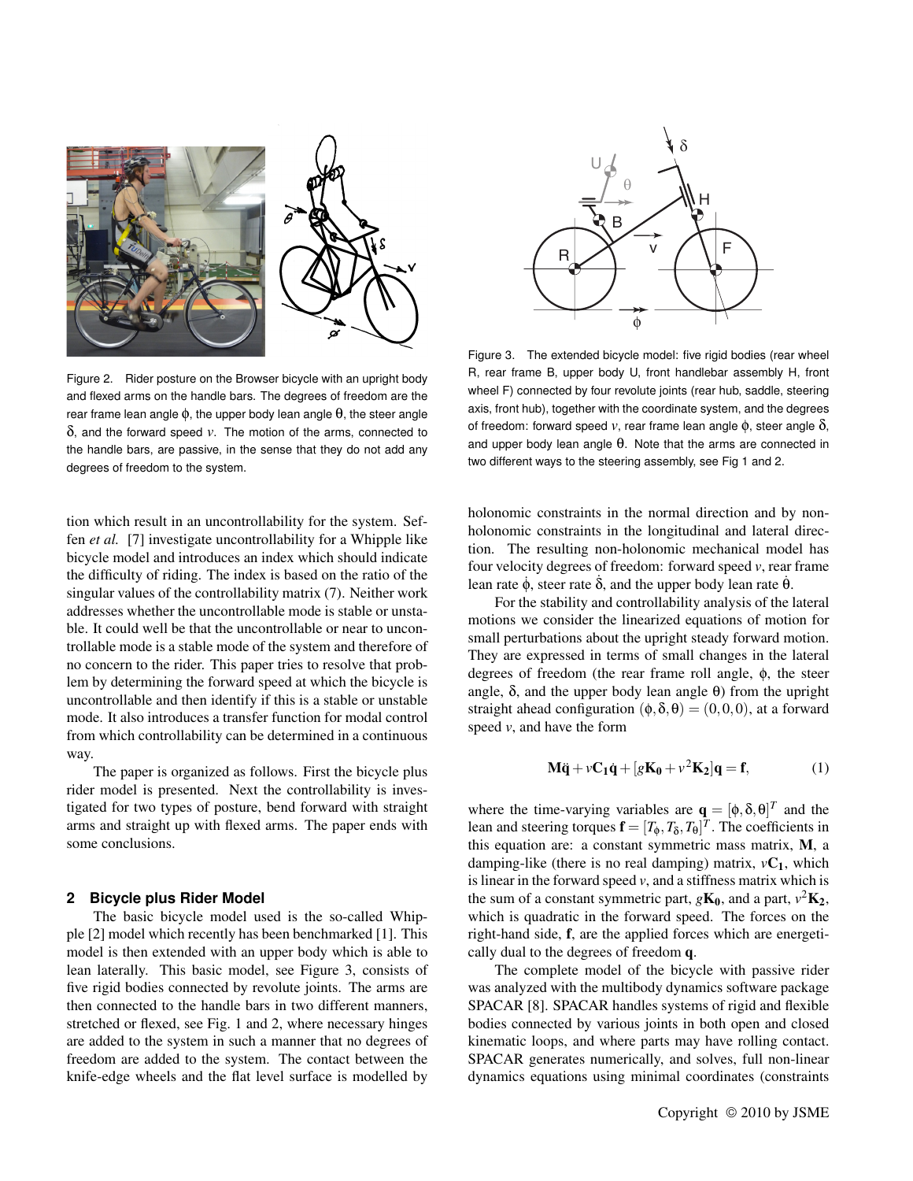Figure 2. Rider posture on the Browser bicycle with an upright body and flexed arms on the handle bars. The degrees of freedom are the rear frame lean angle $\phi$, the upper body lean angle $\theta$, the steer angle $\delta$, and the forward speed $v$. The motion of the arms, connected to the handle bars, are passive, in the sense that they do not add any degrees of freedom to the system.

Figure 3. The extended bicycle model: five rigid bodies (rear wheel R, rear frame B, upper body U, front handlebar assembly H, front wheel F) connected by four revolute joints (rear hub, saddle, steering axis, front hub), together with the coordinate system, and the degrees of freedom: forward speed $v$, rear frame lean angle $\phi$, steer angle $\delta$, and upper body lean angle $\theta$. Note that the arms are connected in two different ways to the steering assembly, see Fig 1 and 2.

tion which result in an uncontrollability for the system. Seffen *et al.* [7] investigate uncontrollability for a Whipple like bicycle model and introduces an index which should indicate the difficulty of riding. The index is based on the ratio of the singular values of the controllability matrix (7). Neither work addresses whether the uncontrollable mode is stable or unstable. It could well be that the uncontrollable or near to uncontrollable mode is a stable mode of the system and therefore of no concern to the rider. This paper tries to resolve that problem by determining the forward speed at which the bicycle is uncontrollable and then identify if this is a stable or unstable mode. It also introduces a transfer function for modal control from which controllability can be determined in a continuous way.

The paper is organized as follows. First the bicycle plus rider model is presented. Next the controllability is investigated for two types of posture, bend forward with straight arms and straight up with flexed arms. The paper ends with some conclusions.

## 2 Bicycle plus Rider Model

The basic bicycle model used is the so-called Whipple [2] model which recently has been benchmarked [1]. This model is then extended with an upper body which is able to lean laterally. This basic model, see Figure 3, consists of five rigid bodies connected by revolute joints. The arms are then connected to the handle bars in two different manners, stretched or flexed, see Fig. 1 and 2, where necessary hinges are added to the system in such a manner that no degrees of freedom are added to the system. The contact between the knife-edge wheels and the flat level surface is modelled by holonomic constraints in the normal direction and by non-holonomic constraints in the longitudinal and lateral direction. The resulting non-holonomic mechanical model has four velocity degrees of freedom: forward speed $v$, rear frame lean rate $\dot{\phi}$, steer rate $\dot{\delta}$, and the upper body lean rate $\dot{\theta}$.

For the stability and controllability analysis of the lateral motions we consider the linearized equations of motion for small perturbations about the upright steady forward motion. They are expressed in terms of small changes in the lateral degrees of freedom (the rear frame roll angle, $\phi$, the steer angle, $\delta$, and the upper body angle $\theta$) from the upright straight ahead configuration $(\phi, \delta, \theta) = (0, 0, 0)$, at a forward speed $v$, and have the form

$$\mathbf{M}\ddot{\mathbf{q}} + v\mathbf{C_1}\dot{\mathbf{q}} + [g\mathbf{K_0} + v^2\mathbf{K_2}]\mathbf{q} = \mathbf{f}, \tag{1}$$

where the time-varying variables are $\mathbf{q} = [\phi, \delta, \theta]^T$ and the lean and steering torques $\mathbf{f} = [T_\phi, T_\delta, T_\theta]^T$. The coefficients in this equation are: a constant symmetric mass matrix, $\mathbf{M}$, a damping-like (there is no real damping) matrix, $v\mathbf{C_1}$, which is linear in the forward speed $v$, and a stiffness matrix which is the sum of a constant symmetric part, $g\mathbf{K_0}$, and a part, $v^2\mathbf{K_2}$, which is quadratic in the forward speed. The forces on the right-hand side, $\mathbf{f}$, are the applied forces which are energetically dual to the degrees of freedom $\mathbf{q}$.

The complete model of the bicycle with passive rider was analyzed with the multibody dynamics software package SPACAR [8]. SPACAR handles systems of rigid and flexible bodies connected by various joints in both open and closed kinematic loops, and where parts may have rolling contact. SPACAR generates numerically, and solves, full non-linear dynamics equations using minimal coordinates (constraints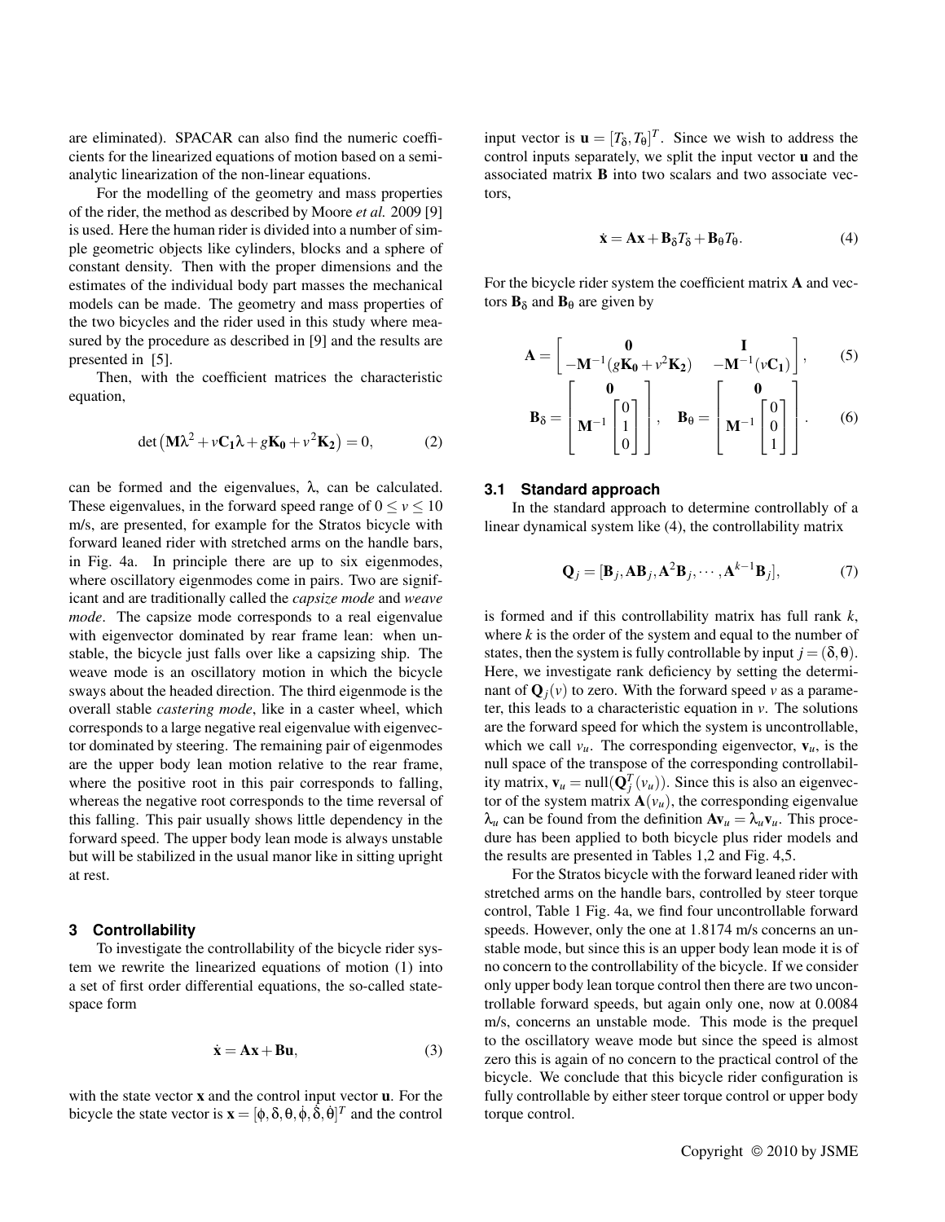are eliminated). SPACAR can also find the numeric coefficients for the linearized equations of motion based on a semi-analytic linearization of the non-linear equations.

For the modelling of the geometry and mass properties of the rider, the method as described by Moore *et al.* 2009 [9] is used. Here the human rider is divided into a number of simple geometric objects like cylinders, blocks and a sphere of constant density. Then with the proper dimensions and the estimates of the individual body part masses the mechanical models can be made. The geometry and mass properties of the two bicycles and the rider used in this study where measured by the procedure as described in [9] and the results are presented in [5].

Then, with the coefficient matrices the characteristic equation,

$$\det\left(\mathbf{M}\lambda^2 + v\mathbf{C_1}\lambda + g\mathbf{K_0} + v^2\mathbf{K_2}\right) = 0, \qquad (2)$$

can be formed and the eigenvalues, $\lambda$, can be calculated. These eigenvalues, in the forward speed range of $0 \leq v \leq 10$ m/s, are presented, for example for the Stratos bicycle with forward leaned rider with stretched arms on the handle bars, in Fig. 4a. In principle there are up to six eigenmodes, where oscillatory eigenmodes come in pairs. Two are significant and are traditionally called the *capsize mode* and *weave mode*. The capsize mode corresponds to a real eigenvalue with eigenvector dominated by rear frame lean: when unstable, the bicycle just falls over like a capsizing ship. The weave mode is an oscillatory motion in which the bicycle sways about the headed direction. The third eigenmode is the overall stable *castering mode*, like in a caster wheel, which corresponds to a large negative real eigenvalue with eigenvector dominated by steering. The remaining pair of eigenmodes are the upper body lean motion relative to the rear frame, where the positive root in this pair corresponds to falling, whereas the negative root corresponds to the time reversal of this falling. This pair usually shows little dependency in the forward speed. The upper body lean mode is always unstable but will be stabilized in the usual manor like in sitting upright at rest.

## 3 Controllability

To investigate the controllability of the bicycle rider system we rewrite the linearized equations of motion (1) into a set of first order differential equations, the so-called state-space form

$$\dot{\mathbf{x}} = \mathbf{A}\mathbf{x} + \mathbf{B}\mathbf{u}, \qquad (3)$$

with the state vector $\mathbf{x}$ and the control input vector $\mathbf{u}$. For the bicycle the state vector is $\mathbf{x} = [\phi, \delta, \theta, \dot{\phi}, \dot{\delta}, \dot{\theta}]^T$ and the control input vector is $\mathbf{u} = [T_\delta, T_\theta]^T$. Since we wish to address the control inputs separately, we split the input vector $\mathbf{u}$ and the associated matrix $\mathbf{B}$ into two scalars and two associate vectors,

$$\dot{\mathbf{x}} = \mathbf{A}\mathbf{x} + \mathbf{B}_\delta T_\delta + \mathbf{B}_\theta T_\theta. \qquad (4)$$

For the bicycle rider system the coefficient matrix $\mathbf{A}$ and vectors $\mathbf{B}_\delta$ and $\mathbf{B}_\theta$ are given by

$$\mathbf{A} = \begin{bmatrix} \mathbf{0} & \mathbf{I} \\ -\mathbf{M}^{-1}(g\mathbf{K_0} + v^2\mathbf{K_2}) & -\mathbf{M}^{-1}(v\mathbf{C_1}) \end{bmatrix}, \qquad (5)$$

$$\mathbf{B}_\delta = \begin{bmatrix} \mathbf{0} \\ \mathbf{M}^{-1}\begin{bmatrix} 0 \\ 1 \\ 0 \end{bmatrix} \end{bmatrix}, \quad \mathbf{B}_\theta = \begin{bmatrix} \mathbf{0} \\ \mathbf{M}^{-1}\begin{bmatrix} 0 \\ 0 \\ 1 \end{bmatrix} \end{bmatrix}. \qquad (6)$$

### 3.1 Standard approach

In the standard approach to determine controllably of a linear dynamical system like (4), the controllability matrix

$$\mathbf{Q}_j = [\mathbf{B}_j, \mathbf{A}\mathbf{B}_j, \mathbf{A}^2\mathbf{B}_j, \cdots, \mathbf{A}^{k-1}\mathbf{B}_j], \qquad (7)$$

is formed and if this controllability matrix has full rank $k$, where $k$ is the order of the system and equal to the number of states, then the system is fully controllable by input $j = (\delta, \theta)$. Here, we investigate rank deficiency by setting the determinant of $\mathbf{Q}_j(v)$ to zero. With the forward speed $v$ as a parameter, this leads to a characteristic equation in $v$. The solutions are the forward speed for which the system is uncontrollable, which we call $v_u$. The corresponding eigenvector, $\mathbf{v}_u$, is the null space of the transpose of the corresponding controllability matrix, $\mathbf{v}_u = \text{null}(\mathbf{Q}_j^T(v_u))$. Since this is also an eigenvector of the system matrix $\mathbf{A}(v_u)$, the corresponding eigenvalue $\lambda_u$ can be found from the definition $\mathbf{A}\mathbf{v}_u = \lambda_u\mathbf{v}_u$. This procedure has been applied to both bicycle plus rider models and the results are presented in Tables 1,2 and Fig. 4,5.

For the Stratos bicycle with the forward leaned rider with stretched arms on the handle bars, controlled by steer torque control, Table 1 Fig. 4a, we find four uncontrollable forward speeds. However, only the one at 1.8174 m/s concerns an unstable mode, but since this is an upper body lean mode it is of no concern to the controllability of the bicycle. If we consider only upper body lean torque control then there are two uncontrollable forward speeds, but again only one, now at 0.0084 m/s, concerns an unstable mode. This mode is the prequel to the oscillatory weave mode but since the speed is almost zero this is again of no concern to the practical control of the bicycle. We conclude that this bicycle rider configuration is fully controllable by either steer torque control or upper body torque control.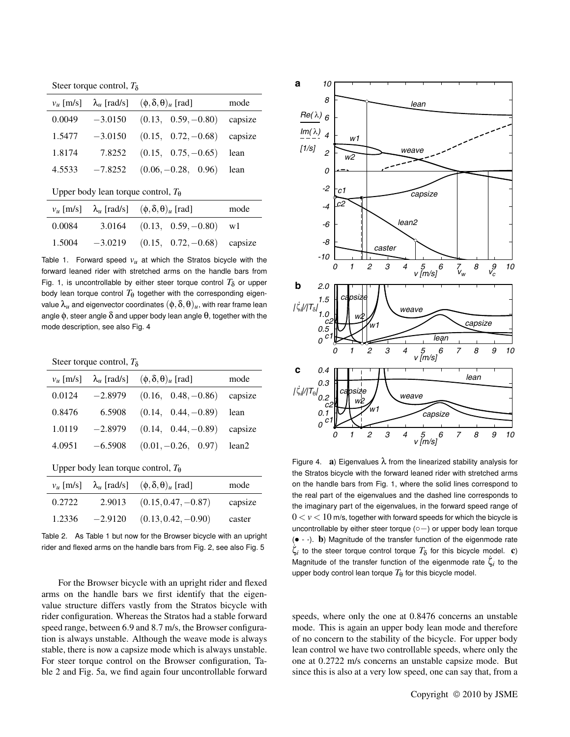Steer torque control, $T_\delta$

| $v_u$ [m/s] | $\lambda_u$ [rad/s] | $(\phi,\delta,\theta)_u$ [rad] | mode |
|---|---|---|---|
| 0.0049 | −3.0150 | (0.13, 0.59, −0.80) | capsize |
| 1.5477 | −3.0150 | (0.15, 0.72, −0.68) | capsize |
| 1.8174 | 7.8252 | (0.15, 0.75, −0.65) | lean |
| 4.5533 | −7.8252 | (0.06, −0.28, 0.96) | lean |

Upper body lean torque control, $T_\theta$

| $v_u$ [m/s] | $\lambda_u$ [rad/s] | $(\phi,\delta,\theta)_u$ [rad] | mode |
|---|---|---|---|
| 0.0084 | 3.0164 | (0.13, 0.59, −0.80) | w1 |
| 1.5004 | −3.0219 | (0.15, 0.72, −0.68) | capsize |

Table 1. Forward speed $v_u$ at which the Stratos bicycle with the forward leaned rider with stretched arms on the handle bars from Fig. 1, is uncontrollable by either steer torque control $T_\delta$ or upper body lean torque control $T_\theta$ together with the corresponding eigenvalue $\lambda_u$ and eigenvector coordinates $(\phi,\delta,\theta)_u$, with rear frame lean angle $\phi$, steer angle $\delta$ and upper body lean angle $\theta$, together with the mode description, see also Fig. 4

Steer torque control, $T_\delta$

| $v_u$ [m/s] | $\lambda_u$ [rad/s] | $(\phi,\delta,\theta)_u$ [rad] | mode |
|---|---|---|---|
| 0.0124 | −2.8979 | (0.16, 0.48, −0.86) | capsize |
| 0.8476 | 6.5908 | (0.14, 0.44, −0.89) | lean |
| 1.0119 | −2.8979 | (0.14, 0.44, −0.89) | capsize |
| 4.0951 | −6.5908 | (0.01, −0.26, 0.97) | lean2 |

Upper body lean torque control, $T_\theta$

| $v_u$ [m/s] | $\lambda_u$ [rad/s] | $(\phi,\delta,\theta)_u$ [rad] | mode |
|---|---|---|---|
| 0.2722 | 2.9013 | (0.15, 0.47, −0.87) | capsize |
| 1.2336 | −2.9120 | (0.13, 0.42, −0.90) | caster |

Table 2. As Table 1 but now for the Browser bicycle with an upright rider and flexed arms on the handle bars from Fig. 2, see also Fig. 5

For the Browser bicycle with an upright rider and flexed arms on the handle bars we first identify that the eigenvalue structure differs vastly from the Stratos bicycle with rider configuration. Whereas the Stratos had a stable forward speed range, between 6.9 and 8.7 m/s, the Browser configuration is always unstable. Although the weave mode is always stable, there is now a capsize mode which is always unstable. For steer torque control on the Browser configuration, Table 2 and Fig. 5a, we find again four uncontrollable forward speeds, where only the one at 0.8476 concerns an unstable mode. This is again an upper body lean mode and therefore of no concern to the stability of the bicycle. For upper body lean control we have two controllable speeds, where only the one at 0.2722 m/s concerns an unstable capsize mode. But since this is also at a very low speed, one can say that, from a

Figure 4. **a**) Eigenvalues $\lambda$ from the linearized stability analysis for the Stratos bicycle with the forward leaned rider with stretched arms on the handle bars from Fig. 1, where the solid lines correspond to the real part of the eigenvalues and the dashed line corresponds to the imaginary part of the eigenvalues, in the forward speed range of $0 < v < 10$ m/s, together with forward speeds for which the bicycle is uncontrollable by either steer torque (○—) or upper body lean torque (● - -). **b**) Magnitude of the transfer function of the eigenmode rate $\dot{\zeta}_i$ to the steer torque control torque $T_\delta$ for this bicycle model. **c**) Magnitude of the transfer function of the eigenmode rate $\dot{\zeta}_i$ to the upper body control lean torque $T_\theta$ for this bicycle model.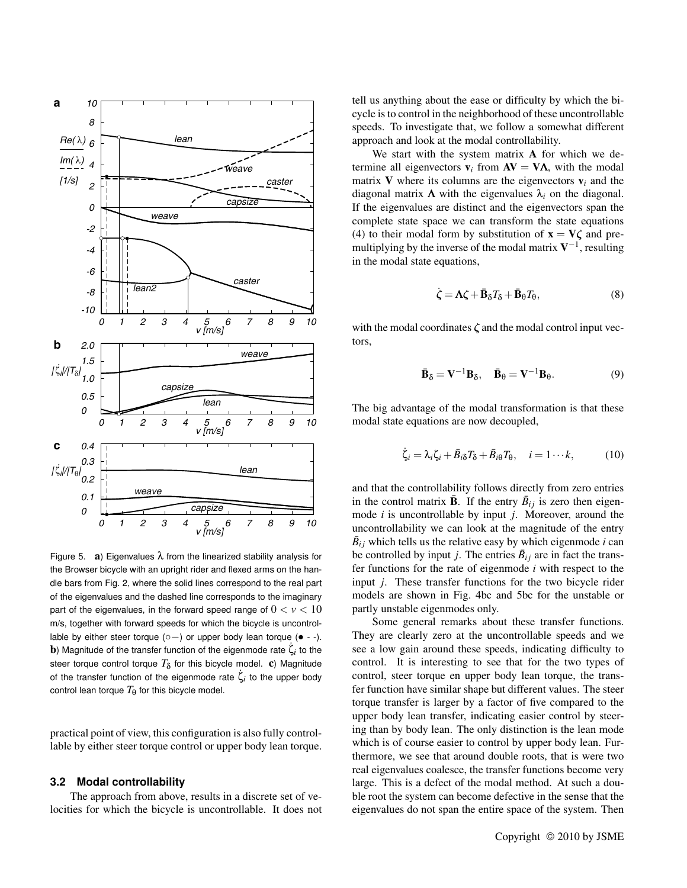Figure 5. **a**) Eigenvalues $\lambda$ from the linearized stability analysis for the Browser bicycle with an upright rider and flexed arms on the handle bars from Fig. 2, where the solid lines correspond to the real part of the eigenvalues and the dashed line corresponds to the imaginary part of the eigenvalues, in the forward speed range of $0 < v < 10$ m/s, together with forward speeds for which the bicycle is uncontrollable by either steer torque (○—) or upper body lean torque (● - -). **b**) Magnitude of the transfer function of the eigenmode rate $\dot{\zeta}_i$ to the steer torque control torque $T_\delta$ for this bicycle model. **c**) Magnitude of the transfer function of the eigenmode rate $\dot{\zeta}_i$ to the upper body control lean torque $T_\theta$ for this bicycle model.

practical point of view, this configuration is also fully controllable by either steer torque control or upper body lean torque.

### 3.2 Modal controllability

The approach from above, results in a discrete set of velocities for which the bicycle is uncontrollable. It does not tell us anything about the ease or difficulty by which the bicycle is to control in the neighborhood of these uncontrollable speeds. To investigate that, we follow a somewhat different approach and look at the modal controllability.

We start with the system matrix $\mathbf{A}$ for which we determine all eigenvectors $\mathbf{v}_i$ from $\mathbf{AV} = \mathbf{V\Lambda}$, with the modal matrix $\mathbf{V}$ where its columns are the eigenvectors $\mathbf{v}_i$ and the diagonal matrix $\mathbf{\Lambda}$ with the eigenvalues $\lambda_i$ on the diagonal. If the eigenvalues are distinct and the eigenvectors span the complete state space we can transform the state equations (4) to their modal form by substitution of $\mathbf{x} = \mathbf{V}\boldsymbol{\zeta}$ and premultiplying by the inverse of the modal matrix $\mathbf{V}^{-1}$, resulting in the modal state equations,

$$\dot{\boldsymbol{\zeta}} = \mathbf{\Lambda}\boldsymbol{\zeta} + \bar{\mathbf{B}}_\delta T_\delta + \bar{\mathbf{B}}_\theta T_\theta, \tag{8}$$

with the modal coordinates $\boldsymbol{\zeta}$ and the modal control input vectors,

$$\bar{\mathbf{B}}_\delta = \mathbf{V}^{-1}\mathbf{B}_\delta, \quad \bar{\mathbf{B}}_\theta = \mathbf{V}^{-1}\mathbf{B}_\theta. \tag{9}$$

The big advantage of the modal transformation is that these modal state equations are now decoupled,

$$\dot{\zeta}_i = \lambda_i\zeta_i + \bar{B}_{i\delta}T_\delta + \bar{B}_{i\theta}T_\theta, \quad i = 1\cdots k, \tag{10}$$

and that the controllability follows directly from zero entries in the control matrix $\bar{\mathbf{B}}$. If the entry $\bar{B}_{ij}$ is zero then eigenmode $i$ is uncontrollable by input $j$. Moreover, around the uncontrollability we can look at the magnitude of the entry $\bar{B}_{ij}$ which tells us the relative easy by which eigenmode $i$ can be controlled by input $j$. The entries $\bar{B}_{ij}$ are in fact the transfer functions for the rate of eigenmode $i$ with respect to the input $j$. These transfer functions for the two bicycle rider models are shown in Fig. 4bc and 5bc for the unstable or partly unstable eigenmodes only.

Some general remarks about these transfer functions. They are clearly zero at the uncontrollable speeds and we see a low gain around these speeds, indicating difficulty to control. It is interesting to see that for the two types of control, steer torque en upper body lean torque, the transfer function have similar shape but different values. The steer torque transfer is larger by a factor of five compared to the upper body lean transfer, indicating easier control by steering than by body lean. The only distinction is the lean mode which is of course easier to control by upper body lean. Furthermore, we see that around double roots, that is were two real eigenvalues coalesce, the transfer functions become very large. This is a defect of the modal method. At such a double root the system can become defective in the sense that the eigenvalues do not span the entire space of the system. Then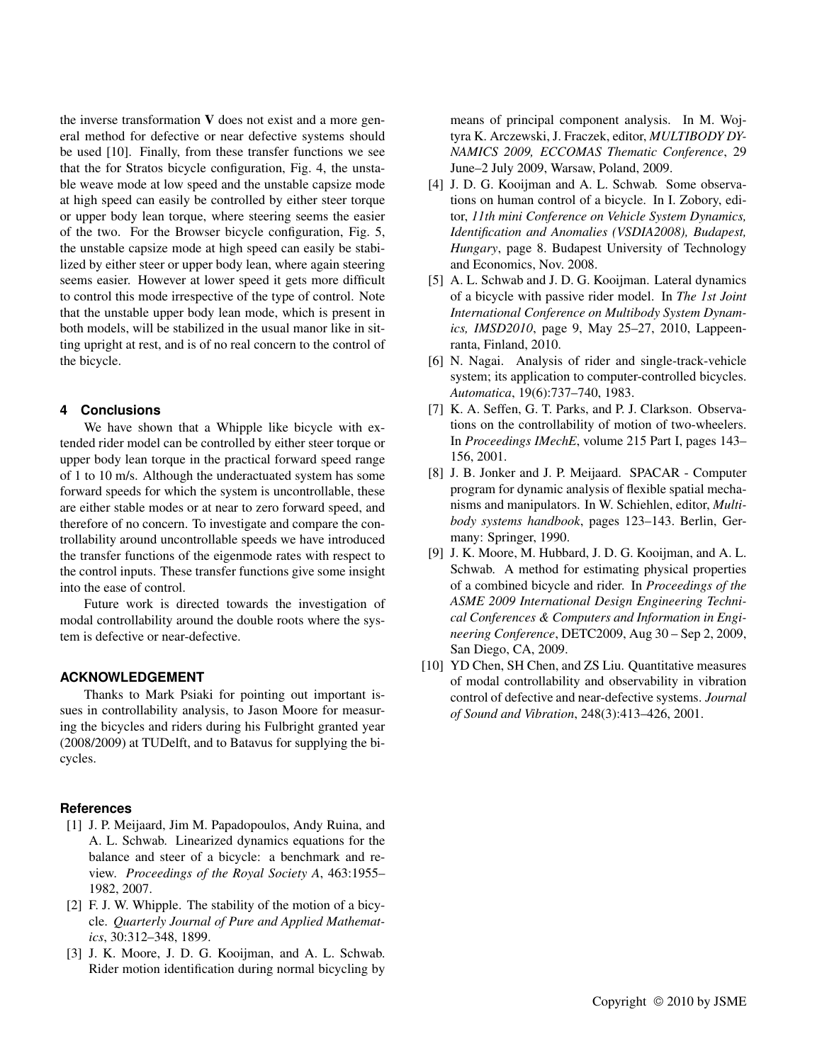the inverse transformation $\mathbf{V}$ does not exist and a more general method for defective or near defective systems should be used [10]. Finally, from these transfer functions we see that the for Stratos bicycle configuration, Fig. 4, the unstable weave mode at low speed and the unstable capsize mode at high speed can easily be controlled by either steer torque or upper body lean torque, where steering seems the easier of the two. For the Browser bicycle configuration, Fig. 5, the unstable capsize mode at high speed can easily be stabilized by either steer or upper body lean, where again steering seems easier. However at lower speed it gets more difficult to control this mode irrespective of the type of control. Note that the unstable upper body lean mode, which is present in both models, will be stabilized in the usual manor like in sitting upright at rest, and is of no real concern to the control of the bicycle.

## 4 Conclusions

We have shown that a Whipple like bicycle with extended rider model can be controlled by either steer torque or upper body lean torque in the practical forward speed range of 1 to 10 m/s. Although the underactuated system has some forward speeds for which the system is uncontrollable, these are either stable modes or at near to zero forward speed, and therefore of no concern. To investigate and compare the controllability around uncontrollable speeds we have introduced the transfer functions of the eigenmode rates with respect to the control inputs. These transfer functions give some insight into the ease of control.

Future work is directed towards the investigation of modal controllability around the double roots where the system is defective or near-defective.

## ACKNOWLEDGEMENT

Thanks to Mark Psiaki for pointing out important issues in controllability analysis, to Jason Moore for measuring the bicycles and riders during his Fulbright granted year (2008/2009) at TUDelft, and to Batavus for supplying the bicycles.

## References

[1] J. P. Meijaard, Jim M. Papadopoulos, Andy Ruina, and A. L. Schwab. Linearized dynamics equations for the balance and steer of a bicycle: a benchmark and review. *Proceedings of the Royal Society A*, 463:1955–1982, 2007.

[2] F. J. W. Whipple. The stability of the motion of a bicycle. *Quarterly Journal of Pure and Applied Mathematics*, 30:312–348, 1899.

[3] J. K. Moore, J. D. G. Kooijman, and A. L. Schwab. Rider motion identification during normal bicycling by means of principal component analysis. In M. Wojtyra K. Arczewski, J. Fraczek, editor, *MULTIBODY DYNAMICS 2009, ECCOMAS Thematic Conference*, 29 June–2 July 2009, Warsaw, Poland, 2009.

[4] J. D. G. Kooijman and A. L. Schwab. Some observations on human control of a bicycle. In I. Zobory, editor, *11th mini Conference on Vehicle System Dynamics, Identification and Anomalies (VSDIA2008), Budapest, Hungary*, page 8. Budapest University of Technology and Economics, Nov. 2008.

[5] A. L. Schwab and J. D. G. Kooijman. Lateral dynamics of a bicycle with passive rider model. In *The 1st Joint International Conference on Multibody System Dynamics, IMSD2010*, page 9, May 25–27, 2010, Lappeenranta, Finland, 2010.

[6] N. Nagai. Analysis of rider and single-track-vehicle system; its application to computer-controlled bicycles. *Automatica*, 19(6):737–740, 1983.

[7] K. A. Seffen, G. T. Parks, and P. J. Clarkson. Observations on the controllability of motion of two-wheelers. In *Proceedings IMechE*, volume 215 Part I, pages 143–156, 2001.

[8] J. B. Jonker and J. P. Meijaard. SPACAR - Computer program for dynamic analysis of flexible spatial mechanisms and manipulators. In W. Schiehlen, editor, *Multibody systems handbook*, pages 123–143. Berlin, Germany: Springer, 1990.

[9] J. K. Moore, M. Hubbard, J. D. G. Kooijman, and A. L. Schwab. A method for estimating physical properties of a combined bicycle and rider. In *Proceedings of the ASME 2009 International Design Engineering Technical Conferences & Computers and Information in Engineering Conference*, DETC2009, Aug 30 – Sep 2, 2009, San Diego, CA, 2009.

[10] YD Chen, SH Chen, and ZS Liu. Quantitative measures of modal controllability and observability in vibration control of defective and near-defective systems. *Journal of Sound and Vibration*, 248(3):413–426, 2001.